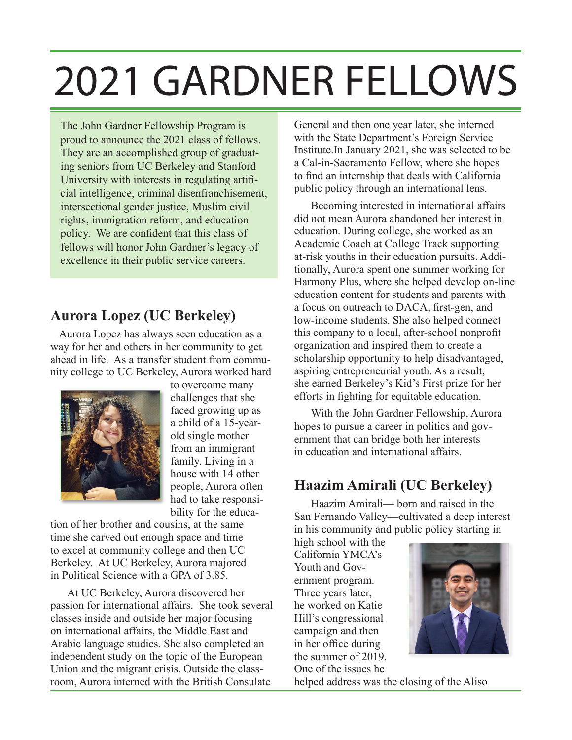# 2021 GARDNER FELLOWS

The John Gardner Fellowship Program is proud to announce the 2021 class of fellows. They are an accomplished group of graduating seniors from UC Berkeley and Stanford University with interests in regulating artificial intelligence, criminal disenfranchisement, intersectional gender justice, Muslim civil rights, immigration reform, and education policy. We are confident that this class of fellows will honor John Gardner's legacy of excellence in their public service careers.

## Aurora Lopez (UC Berkeley)

Aurora Lopez has always seen education as a way for her and others in her community to get ahead in life. As a transfer student from community college to UC Berkeley, Aurora worked hard to overcome many challenges that she faced growing up as a child of a 15-year-old single mother from an immigrant family. Living in a house with 14 other people, Aurora often had to take responsibility for the education of her brother and cousins, at the same time she carved out enough space and time to excel at community college and then UC Berkeley. At UC Berkeley, Aurora majored in Political Science with a GPA of 3.85.

At UC Berkeley, Aurora discovered her passion for international affairs. She took several classes inside and outside her major focusing on international affairs, the Middle East and Arabic language studies. She also completed an independent study on the topic of the European Union and the migrant crisis. Outside the classroom, Aurora interned with the British Consulate General and then one year later, she interned with the State Department's Foreign Service Institute.In January 2021, she was selected to be a Cal-in-Sacramento Fellow, where she hopes to find an internship that deals with California public policy through an international lens.

Becoming interested in international affairs did not mean Aurora abandoned her interest in education. During college, she worked as an Academic Coach at College Track supporting at-risk youths in their education pursuits. Additionally, Aurora spent one summer working for Harmony Plus, where she helped develop on-line education content for students and parents with a focus on outreach to DACA, first-gen, and low-income students. She also helped connect this company to a local, after-school nonprofit organization and inspired them to create a scholarship opportunity to help disadvantaged, aspiring entrepreneurial youth. As a result, she earned Berkeley's Kid's First prize for her efforts in fighting for equitable education.

With the John Gardner Fellowship, Aurora hopes to pursue a career in politics and government that can bridge both her interests in education and international affairs.

## Haazim Amirali (UC Berkeley)

Haazim Amirali— born and raised in the San Fernando Valley—cultivated a deep interest in his community and public policy starting in high school with the California YMCA's Youth and Government program. Three years later, he worked on Katie Hill's congressional campaign and then in her office during the summer of 2019. One of the issues he helped address was the closing of the Aliso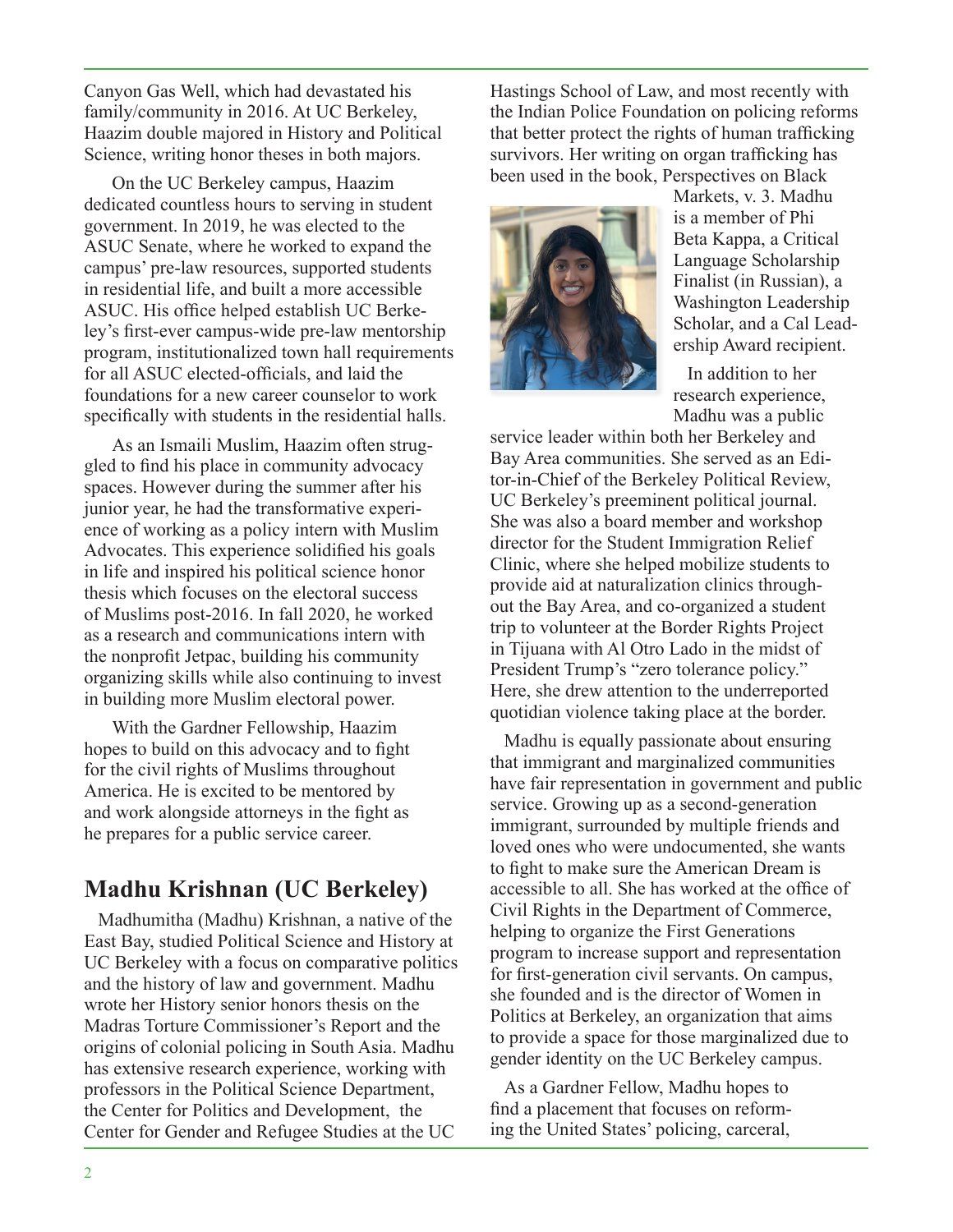Canyon Gas Well, which had devastated his family/community in 2016. At UC Berkeley, Haazim double majored in History and Political Science, writing honor theses in both majors.

On the UC Berkeley campus, Haazim dedicated countless hours to serving in student government. In 2019, he was elected to the ASUC Senate, where he worked to expand the campus' pre-law resources, supported students in residential life, and built a more accessible ASUC. His office helped establish UC Berkeley's first-ever campus-wide pre-law mentorship program, institutionalized town hall requirements for all ASUC elected-officials, and laid the foundations for a new career counselor to work specifically with students in the residential halls.

As an Ismaili Muslim, Haazim often struggled to find his place in community advocacy spaces. However during the summer after his junior year, he had the transformative experience of working as a policy intern with Muslim Advocates. This experience solidified his goals in life and inspired his political science honor thesis which focuses on the electoral success of Muslims post-2016. In fall 2020, he worked as a research and communications intern with the nonprofit Jetpac, building his community organizing skills while also continuing to invest in building more Muslim electoral power.

With the Gardner Fellowship, Haazim hopes to build on this advocacy and to fight for the civil rights of Muslims throughout America. He is excited to be mentored by and work alongside attorneys in the fight as he prepares for a public service career.

## Madhu Krishnan (UC Berkeley)

Madhumitha (Madhu) Krishnan, a native of the East Bay, studied Political Science and History at UC Berkeley with a focus on comparative politics and the history of law and government. Madhu wrote her History senior honors thesis on the Madras Torture Commissioner's Report and the origins of colonial policing in South Asia. Madhu has extensive research experience, working with professors in the Political Science Department, the Center for Politics and Development, the Center for Gender and Refugee Studies at the UC Hastings School of Law, and most recently with the Indian Police Foundation on policing reforms that better protect the rights of human trafficking survivors. Her writing on organ trafficking has been used in the book, Perspectives on Black Markets, v. 3. Madhu is a member of Phi Beta Kappa, a Critical Language Scholarship Finalist (in Russian), a Washington Leadership Scholar, and a Cal Leadership Award recipient.

In addition to her research experience, Madhu was a public service leader within both her Berkeley and Bay Area communities. She served as an Editor-in-Chief of the Berkeley Political Review, UC Berkeley's preeminent political journal. She was also a board member and workshop director for the Student Immigration Relief Clinic, where she helped mobilize students to provide aid at naturalization clinics throughout the Bay Area, and co-organized a student trip to volunteer at the Border Rights Project in Tijuana with Al Otro Lado in the midst of President Trump's "zero tolerance policy." Here, she drew attention to the underreported quotidian violence taking place at the border.

Madhu is equally passionate about ensuring that immigrant and marginalized communities have fair representation in government and public service. Growing up as a second-generation immigrant, surrounded by multiple friends and loved ones who were undocumented, she wants to fight to make sure the American Dream is accessible to all. She has worked at the office of Civil Rights in the Department of Commerce, helping to organize the First Generations program to increase support and representation for first-generation civil servants. On campus, she founded and is the director of Women in Politics at Berkeley, an organization that aims to provide a space for those marginalized due to gender identity on the UC Berkeley campus.

As a Gardner Fellow, Madhu hopes to find a placement that focuses on reforming the United States' policing, carceral,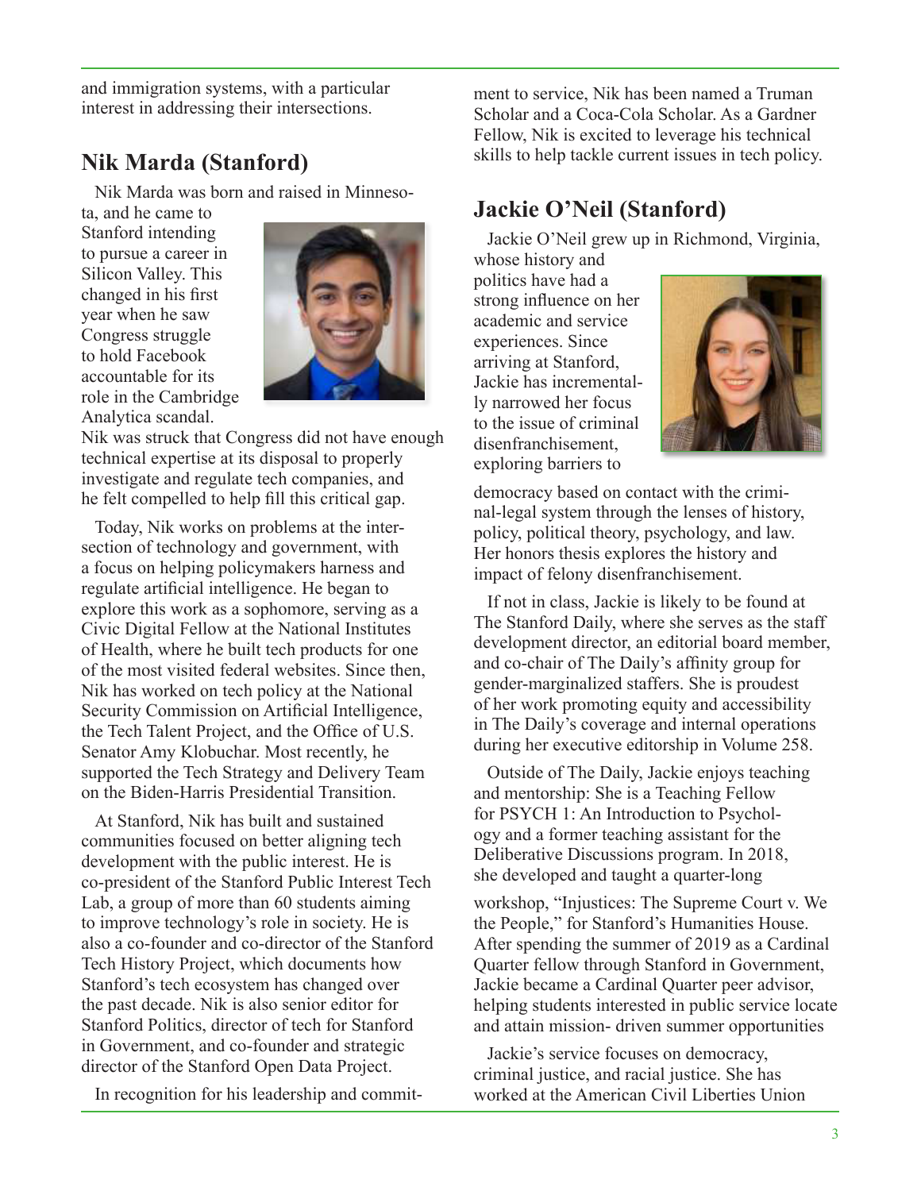and immigration systems, with a particular interest in addressing their intersections.

## Nik Marda (Stanford)

Nik Marda was born and raised in Minnesota, and he came to Stanford intending to pursue a career in Silicon Valley. This changed in his first year when he saw Congress struggle to hold Facebook accountable for its role in the Cambridge Analytica scandal. Nik was struck that Congress did not have enough technical expertise at its disposal to properly investigate and regulate tech companies, and he felt compelled to help fill this critical gap.

Today, Nik works on problems at the intersection of technology and government, with a focus on helping policymakers harness and regulate artificial intelligence. He began to explore this work as a sophomore, serving as a Civic Digital Fellow at the National Institutes of Health, where he built tech products for one of the most visited federal websites. Since then, Nik has worked on tech policy at the National Security Commission on Artificial Intelligence, the Tech Talent Project, and the Office of U.S. Senator Amy Klobuchar. Most recently, he supported the Tech Strategy and Delivery Team on the Biden-Harris Presidential Transition.

At Stanford, Nik has built and sustained communities focused on better aligning tech development with the public interest. He is co-president of the Stanford Public Interest Tech Lab, a group of more than 60 students aiming to improve technology's role in society. He is also a co-founder and co-director of the Stanford Tech History Project, which documents how Stanford's tech ecosystem has changed over the past decade. Nik is also senior editor for Stanford Politics, director of tech for Stanford in Government, and co-founder and strategic director of the Stanford Open Data Project.

In recognition for his leadership and commitment to service, Nik has been named a Truman Scholar and a Coca-Cola Scholar. As a Gardner Fellow, Nik is excited to leverage his technical skills to help tackle current issues in tech policy.

## Jackie O'Neil (Stanford)

Jackie O'Neil grew up in Richmond, Virginia, whose history and politics have had a strong influence on her academic and service experiences. Since arriving at Stanford, Jackie has incrementally narrowed her focus to the issue of criminal disenfranchisement, exploring barriers to democracy based on contact with the criminal-legal system through the lenses of history, policy, political theory, psychology, and law. Her honors thesis explores the history and impact of felony disenfranchisement.

If not in class, Jackie is likely to be found at The Stanford Daily, where she serves as the staff development director, an editorial board member, and co-chair of The Daily's affinity group for gender-marginalized staffers. She is proudest of her work promoting equity and accessibility in The Daily's coverage and internal operations during her executive editorship in Volume 258.

Outside of The Daily, Jackie enjoys teaching and mentorship: She is a Teaching Fellow for PSYCH 1: An Introduction to Psychology and a former teaching assistant for the Deliberative Discussions program. In 2018, she developed and taught a quarter-long workshop, "Injustices: The Supreme Court v. We the People," for Stanford's Humanities House. After spending the summer of 2019 as a Cardinal Quarter fellow through Stanford in Government, Jackie became a Cardinal Quarter peer advisor, helping students interested in public service locate and attain mission- driven summer opportunities

Jackie's service focuses on democracy, criminal justice, and racial justice. She has worked at the American Civil Liberties Union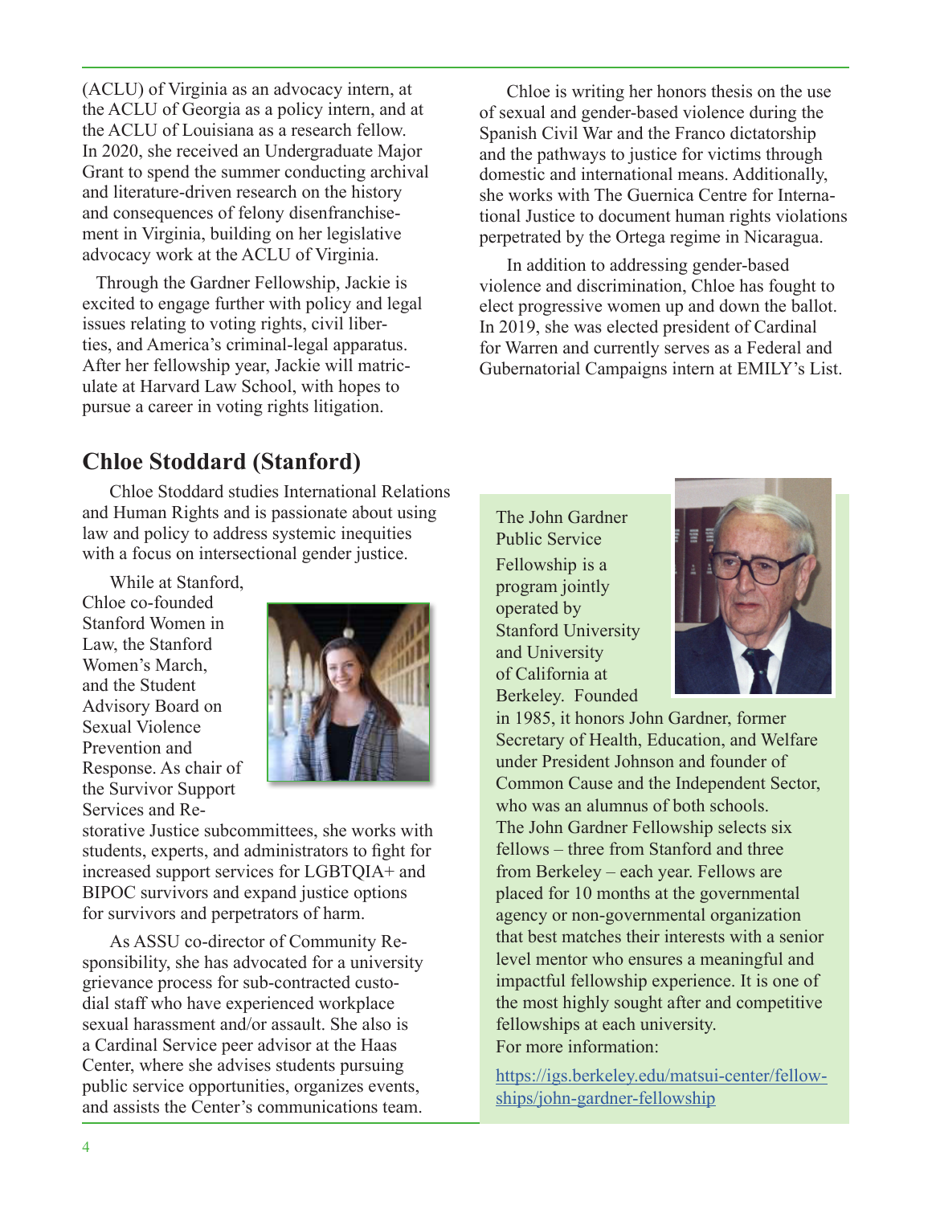(ACLU) of Virginia as an advocacy intern, at the ACLU of Georgia as a policy intern, and at the ACLU of Louisiana as a research fellow. In 2020, she received an Undergraduate Major Grant to spend the summer conducting archival and literature-driven research on the history and consequences of felony disenfranchisement in Virginia, building on her legislative advocacy work at the ACLU of Virginia.

Through the Gardner Fellowship, Jackie is excited to engage further with policy and legal issues relating to voting rights, civil liberties, and America's criminal-legal apparatus. After her fellowship year, Jackie will matriculate at Harvard Law School, with hopes to pursue a career in voting rights litigation.

## Chloe Stoddard (Stanford)

Chloe Stoddard studies International Relations and Human Rights and is passionate about using law and policy to address systemic inequities with a focus on intersectional gender justice.

While at Stanford, Chloe co-founded Stanford Women in Law, the Stanford Women's March, and the Student Advisory Board on Sexual Violence Prevention and Response. As chair of the Survivor Support Services and Restorative Justice subcommittees, she works with students, experts, and administrators to fight for increased support services for LGBTQIA+ and BIPOC survivors and expand justice options for survivors and perpetrators of harm.

As ASSU co-director of Community Responsibility, she has advocated for a university grievance process for sub-contracted custodial staff who have experienced workplace sexual harassment and/or assault. She also is a Cardinal Service peer advisor at the Haas Center, where she advises students pursuing public service opportunities, organizes events, and assists the Center's communications team.

Chloe is writing her honors thesis on the use of sexual and gender-based violence during the Spanish Civil War and the Franco dictatorship and the pathways to justice for victims through domestic and international means. Additionally, she works with The Guernica Centre for International Justice to document human rights violations perpetrated by the Ortega regime in Nicaragua.

In addition to addressing gender-based violence and discrimination, Chloe has fought to elect progressive women up and down the ballot. In 2019, she was elected president of Cardinal for Warren and currently serves as a Federal and Gubernatorial Campaigns intern at EMILY's List.

The John Gardner Public Service Fellowship is a program jointly operated by Stanford University and University of California at Berkeley. Founded in 1985, it honors John Gardner, former Secretary of Health, Education, and Welfare under President Johnson and founder of Common Cause and the Independent Sector, who was an alumnus of both schools. The John Gardner Fellowship selects six fellows – three from Stanford and three from Berkeley – each year. Fellows are placed for 10 months at the governmental agency or non-governmental organization that best matches their interests with a senior level mentor who ensures a meaningful and impactful fellowship experience. It is one of the most highly sought after and competitive fellowships at each university.
For more information:

https://igs.berkeley.edu/matsui-center/fellowships/john-gardner-fellowship